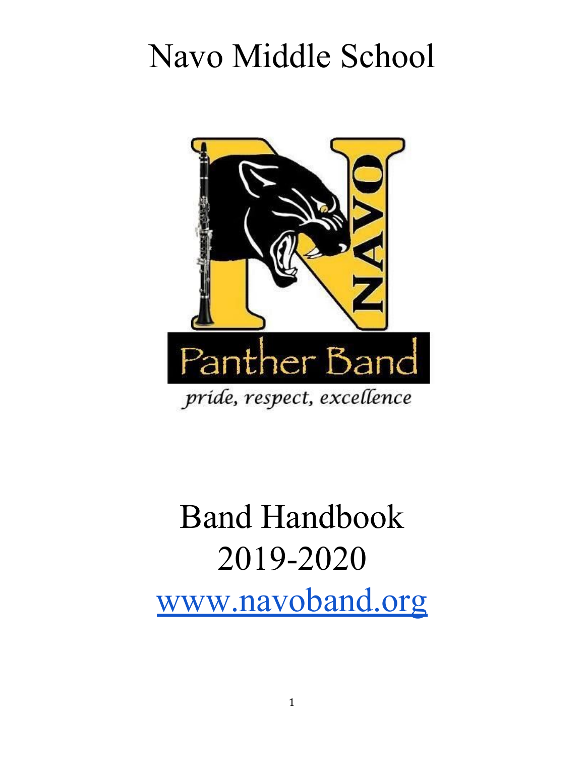# Navo Middle School

# Band Handbook
# 2019-2020

[www.navoband.org](http://www.navoband.org)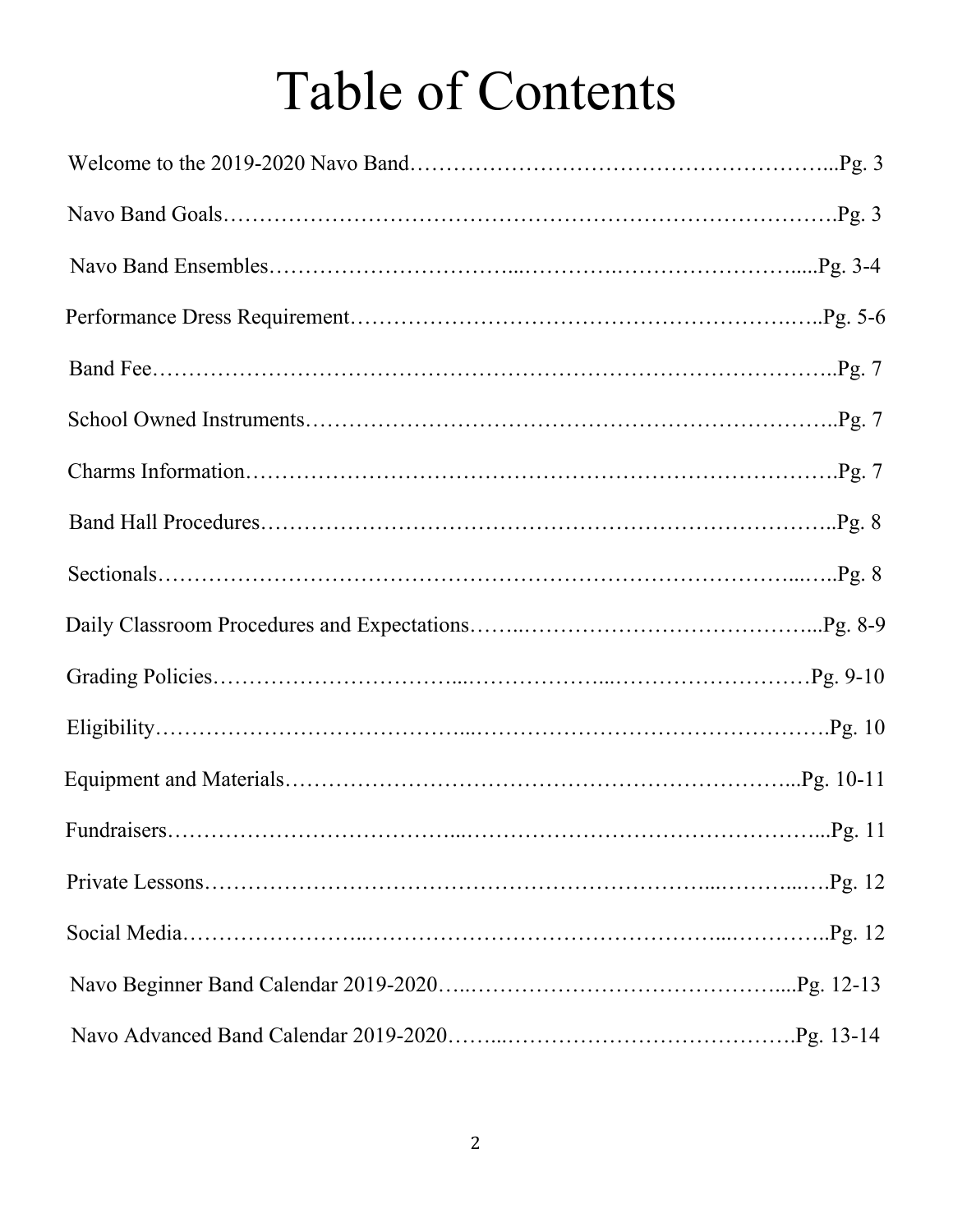# Table of Contents

Welcome to the 2019-2020 Navo Band……………………………………………………...Pg. 3

Navo Band Goals………………………………………………………………………….Pg. 3

Navo Band Ensembles…………………………...………….……………………….....Pg. 3-4

Performance Dress Requirement…………………………………………………….…..Pg. 5-6

Band Fee………………………………………………………………………………..Pg. 7

School Owned Instruments……………………………………………………………..Pg. 7

Charms Information……………………………………………………………………….Pg. 7

Band Hall Procedures……………………………………………………………………..Pg. 8

Sectionals……………………………………………………………………………...…..Pg. 8

Daily Classroom Procedures and Expectations……..…………………………………...Pg. 8-9

Grading Policies…………………………...………………...………………………Pg. 9-10

Eligibility…………………………………...…………………………………………….Pg. 10

Equipment and Materials……………………………………………………………...Pg. 10-11

Fundraisers………………………………...…………………………………………...Pg. 11

Private Lessons…………………………………………………………...………...….Pg. 12

Social Media……………………..……………………………………...…………..Pg. 12

Navo Beginner Band Calendar 2019-2020…..……………………………………....Pg. 12-13

Navo Advanced Band Calendar 2019-2020……...………………………………….Pg. 13-14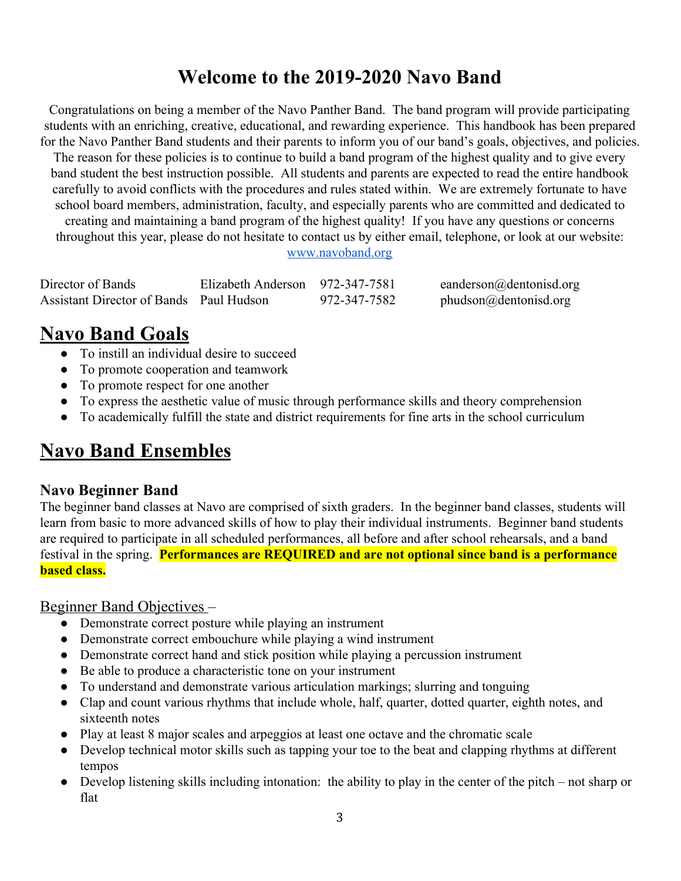# Welcome to the 2019-2020 Navo Band

Congratulations on being a member of the Navo Panther Band. The band program will provide participating students with an enriching, creative, educational, and rewarding experience. This handbook has been prepared for the Navo Panther Band students and their parents to inform you of our band's goals, objectives, and policies. The reason for these policies is to continue to build a band program of the highest quality and to give every band student the best instruction possible. All students and parents are expected to read the entire handbook carefully to avoid conflicts with the procedures and rules stated within. We are extremely fortunate to have school board members, administration, faculty, and especially parents who are committed and dedicated to creating and maintaining a band program of the highest quality! If you have any questions or concerns throughout this year, please do not hesitate to contact us by either email, telephone, or look at our website: www.navoband.org

| | | | |
|---|---|---|---|
| Director of Bands | Elizabeth Anderson | 972-347-7581 | eanderson@dentonisd.org |
| Assistant Director of Bands | Paul Hudson | 972-347-7582 | phudson@dentonisd.org |

## Navo Band Goals

- To instill an individual desire to succeed
- To promote cooperation and teamwork
- To promote respect for one another
- To express the aesthetic value of music through performance skills and theory comprehension
- To academically fulfill the state and district requirements for fine arts in the school curriculum

## Navo Band Ensembles

### Navo Beginner Band

The beginner band classes at Navo are comprised of sixth graders. In the beginner band classes, students will learn from basic to more advanced skills of how to play their individual instruments. Beginner band students are required to participate in all scheduled performances, all before and after school rehearsals, and a band festival in the spring. **Performances are REQUIRED and are not optional since band is a performance based class.**

Beginner Band Objectives –

- Demonstrate correct posture while playing an instrument
- Demonstrate correct embouchure while playing a wind instrument
- Demonstrate correct hand and stick position while playing a percussion instrument
- Be able to produce a characteristic tone on your instrument
- To understand and demonstrate various articulation markings; slurring and tonguing
- Clap and count various rhythms that include whole, half, quarter, dotted quarter, eighth notes, and sixteenth notes
- Play at least 8 major scales and arpeggios at least one octave and the chromatic scale
- Develop technical motor skills such as tapping your toe to the beat and clapping rhythms at different tempos
- Develop listening skills including intonation: the ability to play in the center of the pitch – not sharp or flat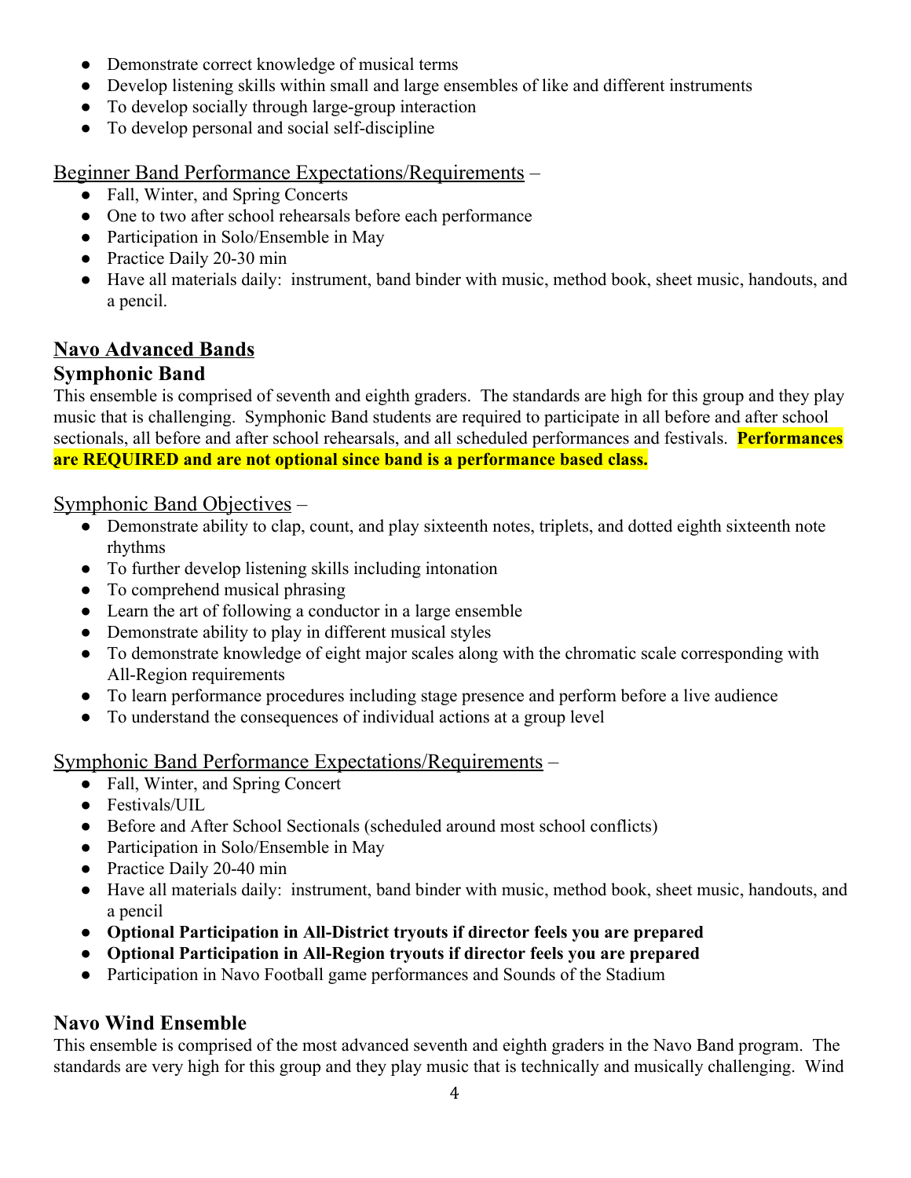- Demonstrate correct knowledge of musical terms
- Develop listening skills within small and large ensembles of like and different instruments
- To develop socially through large-group interaction
- To develop personal and social self-discipline

Beginner Band Performance Expectations/Requirements –

- Fall, Winter, and Spring Concerts
- One to two after school rehearsals before each performance
- Participation in Solo/Ensemble in May
- Practice Daily 20-30 min
- Have all materials daily: instrument, band binder with music, method book, sheet music, handouts, and a pencil.

## Navo Advanced Bands

### Symphonic Band

This ensemble is comprised of seventh and eighth graders. The standards are high for this group and they play music that is challenging. Symphonic Band students are required to participate in all before and after school sectionals, all before and after school rehearsals, and all scheduled performances and festivals. **Performances are REQUIRED and are not optional since band is a performance based class.**

Symphonic Band Objectives –

- Demonstrate ability to clap, count, and play sixteenth notes, triplets, and dotted eighth sixteenth note rhythms
- To further develop listening skills including intonation
- To comprehend musical phrasing
- Learn the art of following a conductor in a large ensemble
- Demonstrate ability to play in different musical styles
- To demonstrate knowledge of eight major scales along with the chromatic scale corresponding with All-Region requirements
- To learn performance procedures including stage presence and perform before a live audience
- To understand the consequences of individual actions at a group level

Symphonic Band Performance Expectations/Requirements –

- Fall, Winter, and Spring Concert
- Festivals/UIL
- Before and After School Sectionals (scheduled around most school conflicts)
- Participation in Solo/Ensemble in May
- Practice Daily 20-40 min
- Have all materials daily: instrument, band binder with music, method book, sheet music, handouts, and a pencil
- **Optional Participation in All-District tryouts if director feels you are prepared**
- **Optional Participation in All-Region tryouts if director feels you are prepared**
- Participation in Navo Football game performances and Sounds of the Stadium

### Navo Wind Ensemble

This ensemble is comprised of the most advanced seventh and eighth graders in the Navo Band program. The standards are very high for this group and they play music that is technically and musically challenging. Wind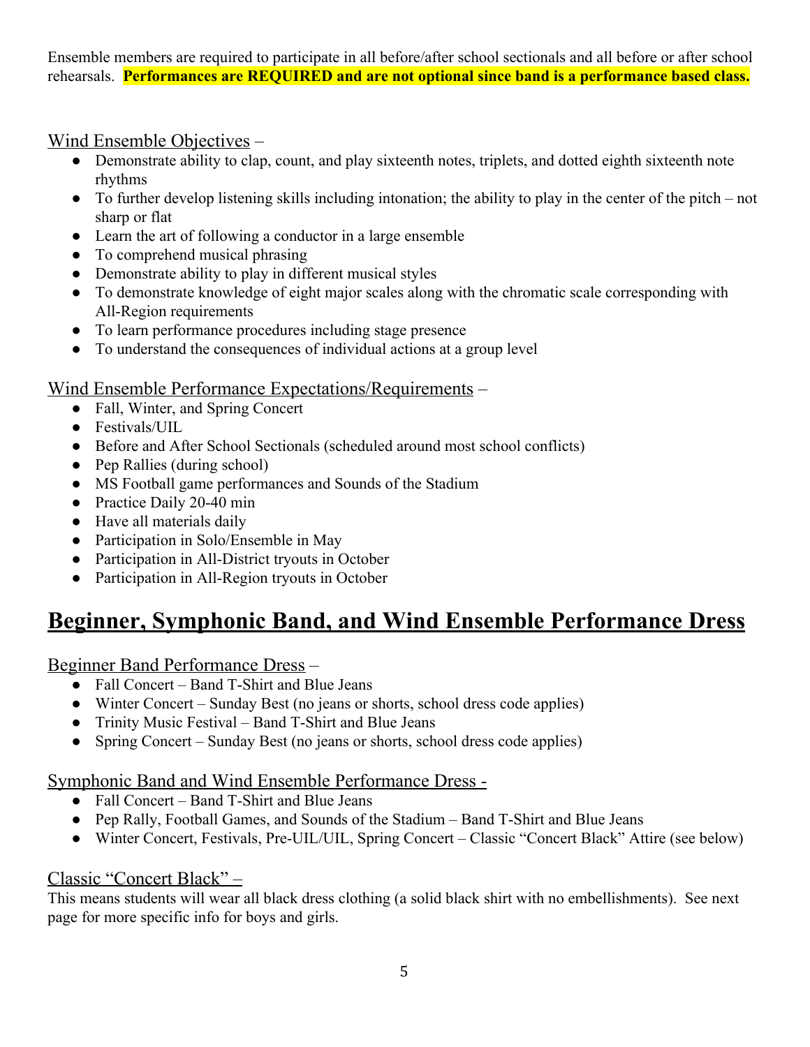Ensemble members are required to participate in all before/after school sectionals and all before or after school rehearsals. **Performances are REQUIRED and are not optional since band is a performance based class.**

Wind Ensemble Objectives –

- Demonstrate ability to clap, count, and play sixteenth notes, triplets, and dotted eighth sixteenth note rhythms
- To further develop listening skills including intonation; the ability to play in the center of the pitch – not sharp or flat
- Learn the art of following a conductor in a large ensemble
- To comprehend musical phrasing
- Demonstrate ability to play in different musical styles
- To demonstrate knowledge of eight major scales along with the chromatic scale corresponding with All-Region requirements
- To learn performance procedures including stage presence
- To understand the consequences of individual actions at a group level

Wind Ensemble Performance Expectations/Requirements –

- Fall, Winter, and Spring Concert
- Festivals/UIL
- Before and After School Sectionals (scheduled around most school conflicts)
- Pep Rallies (during school)
- MS Football game performances and Sounds of the Stadium
- Practice Daily 20-40 min
- Have all materials daily
- Participation in Solo/Ensemble in May
- Participation in All-District tryouts in October
- Participation in All-Region tryouts in October

# Beginner, Symphonic Band, and Wind Ensemble Performance Dress

Beginner Band Performance Dress –

- Fall Concert – Band T-Shirt and Blue Jeans
- Winter Concert – Sunday Best (no jeans or shorts, school dress code applies)
- Trinity Music Festival – Band T-Shirt and Blue Jeans
- Spring Concert – Sunday Best (no jeans or shorts, school dress code applies)

Symphonic Band and Wind Ensemble Performance Dress -

- Fall Concert – Band T-Shirt and Blue Jeans
- Pep Rally, Football Games, and Sounds of the Stadium – Band T-Shirt and Blue Jeans
- Winter Concert, Festivals, Pre-UIL/UIL, Spring Concert – Classic "Concert Black" Attire (see below)

Classic "Concert Black" –

This means students will wear all black dress clothing (a solid black shirt with no embellishments). See next page for more specific info for boys and girls.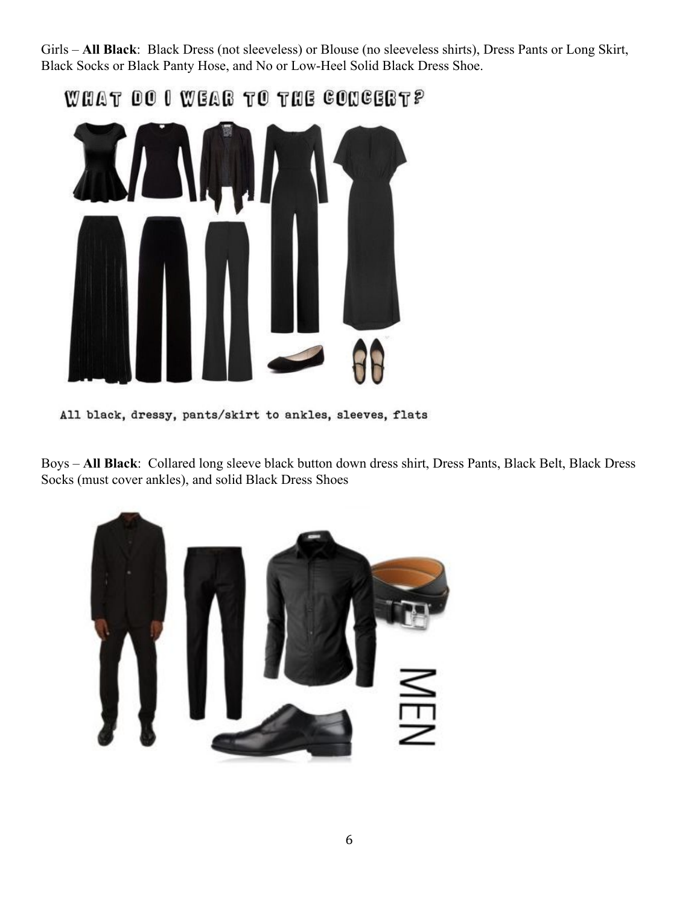Girls – **All Black**: Black Dress (not sleeveless) or Blouse (no sleeveless shirts), Dress Pants or Long Skirt, Black Socks or Black Panty Hose, and No or Low-Heel Solid Black Dress Shoe.

WHAT DO I WEAR TO THE CONCERT?

All black, dressy, pants/skirt to ankles, sleeves, flats

Boys – **All Black**: Collared long sleeve black button down dress shirt, Dress Pants, Black Belt, Black Dress Socks (must cover ankles), and solid Black Dress Shoes

MEN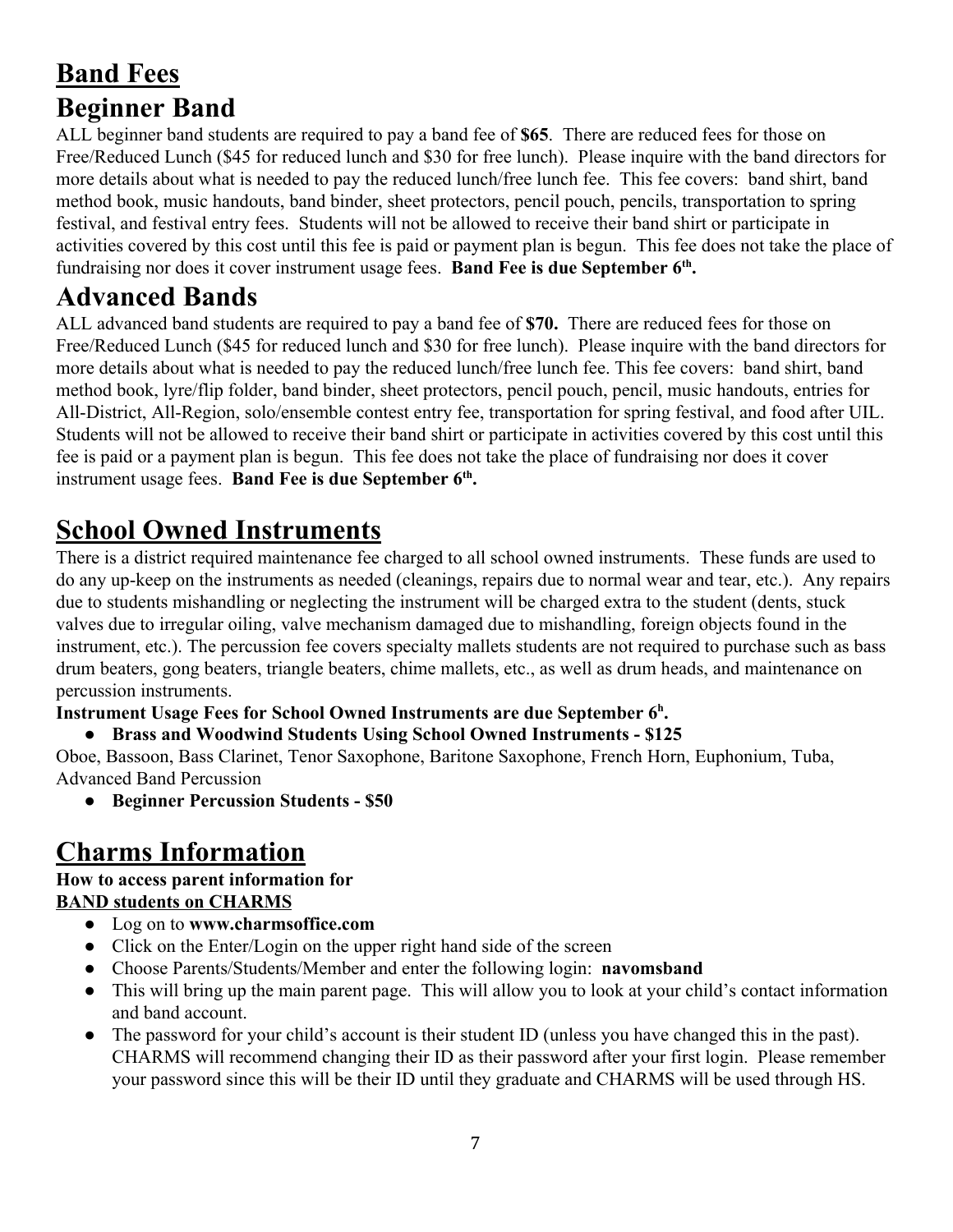# Band Fees

## Beginner Band

ALL beginner band students are required to pay a band fee of **$65**. There are reduced fees for those on Free/Reduced Lunch ($45 for reduced lunch and $30 for free lunch). Please inquire with the band directors for more details about what is needed to pay the reduced lunch/free lunch fee. This fee covers: band shirt, band method book, music handouts, band binder, sheet protectors, pencil pouch, pencils, transportation to spring festival, and festival entry fees. Students will not be allowed to receive their band shirt or participate in activities covered by this cost until this fee is paid or payment plan is begun. This fee does not take the place of fundraising nor does it cover instrument usage fees. **Band Fee is due September 6th.**

## Advanced Bands

ALL advanced band students are required to pay a band fee of **$70.** There are reduced fees for those on Free/Reduced Lunch ($45 for reduced lunch and $30 for free lunch). Please inquire with the band directors for more details about what is needed to pay the reduced lunch/free lunch fee. This fee covers: band shirt, band method book, lyre/flip folder, band binder, sheet protectors, pencil pouch, pencil, music handouts, entries for All-District, All-Region, solo/ensemble contest entry fee, transportation for spring festival, and food after UIL. Students will not be allowed to receive their band shirt or participate in activities covered by this cost until this fee is paid or a payment plan is begun. This fee does not take the place of fundraising nor does it cover instrument usage fees. **Band Fee is due September 6th.**

# School Owned Instruments

There is a district required maintenance fee charged to all school owned instruments. These funds are used to do any up-keep on the instruments as needed (cleanings, repairs due to normal wear and tear, etc.). Any repairs due to students mishandling or neglecting the instrument will be charged extra to the student (dents, stuck valves due to irregular oiling, valve mechanism damaged due to mishandling, foreign objects found in the instrument, etc.). The percussion fee covers specialty mallets students are not required to purchase such as bass drum beaters, gong beaters, triangle beaters, chime mallets, etc., as well as drum heads, and maintenance on percussion instruments.

**Instrument Usage Fees for School Owned Instruments are due September 6h.**

- **Brass and Woodwind Students Using School Owned Instruments - $125**

Oboe, Bassoon, Bass Clarinet, Tenor Saxophone, Baritone Saxophone, French Horn, Euphonium, Tuba, Advanced Band Percussion

- **Beginner Percussion Students - $50**

# Charms Information

**How to access parent information for**
**BAND students on CHARMS**

- Log on to **www.charmsoffice.com**
- Click on the Enter/Login on the upper right hand side of the screen
- Choose Parents/Students/Member and enter the following login: **navomsband**
- This will bring up the main parent page. This will allow you to look at your child's contact information and band account.
- The password for your child's account is their student ID (unless you have changed this in the past). CHARMS will recommend changing their ID as their password after your first login. Please remember your password since this will be their ID until they graduate and CHARMS will be used through HS.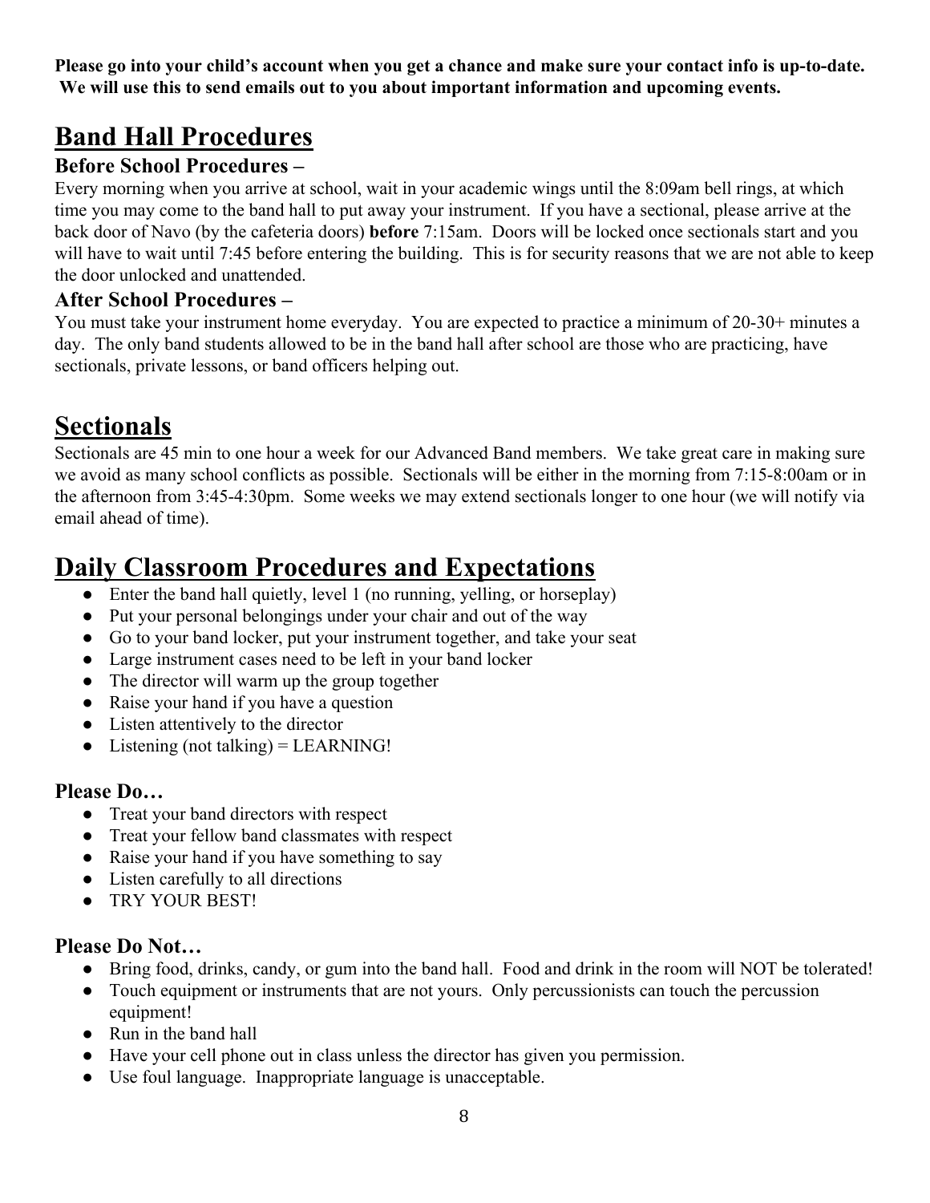**Please go into your child's account when you get a chance and make sure your contact info is up-to-date. We will use this to send emails out to you about important information and upcoming events.**

# Band Hall Procedures

### Before School Procedures –

Every morning when you arrive at school, wait in your academic wings until the 8:09am bell rings, at which time you may come to the band hall to put away your instrument. If you have a sectional, please arrive at the back door of Navo (by the cafeteria doors) **before** 7:15am. Doors will be locked once sectionals start and you will have to wait until 7:45 before entering the building. This is for security reasons that we are not able to keep the door unlocked and unattended.

### After School Procedures –

You must take your instrument home everyday. You are expected to practice a minimum of 20-30+ minutes a day. The only band students allowed to be in the band hall after school are those who are practicing, have sectionals, private lessons, or band officers helping out.

# Sectionals

Sectionals are 45 min to one hour a week for our Advanced Band members. We take great care in making sure we avoid as many school conflicts as possible. Sectionals will be either in the morning from 7:15-8:00am or in the afternoon from 3:45-4:30pm. Some weeks we may extend sectionals longer to one hour (we will notify via email ahead of time).

# Daily Classroom Procedures and Expectations

- Enter the band hall quietly, level 1 (no running, yelling, or horseplay)
- Put your personal belongings under your chair and out of the way
- Go to your band locker, put your instrument together, and take your seat
- Large instrument cases need to be left in your band locker
- The director will warm up the group together
- Raise your hand if you have a question
- Listen attentively to the director
- Listening (not talking) = LEARNING!

### Please Do…

- Treat your band directors with respect
- Treat your fellow band classmates with respect
- Raise your hand if you have something to say
- Listen carefully to all directions
- TRY YOUR BEST!

### Please Do Not…

- Bring food, drinks, candy, or gum into the band hall. Food and drink in the room will NOT be tolerated!
- Touch equipment or instruments that are not yours. Only percussionists can touch the percussion equipment!
- Run in the band hall
- Have your cell phone out in class unless the director has given you permission.
- Use foul language. Inappropriate language is unacceptable.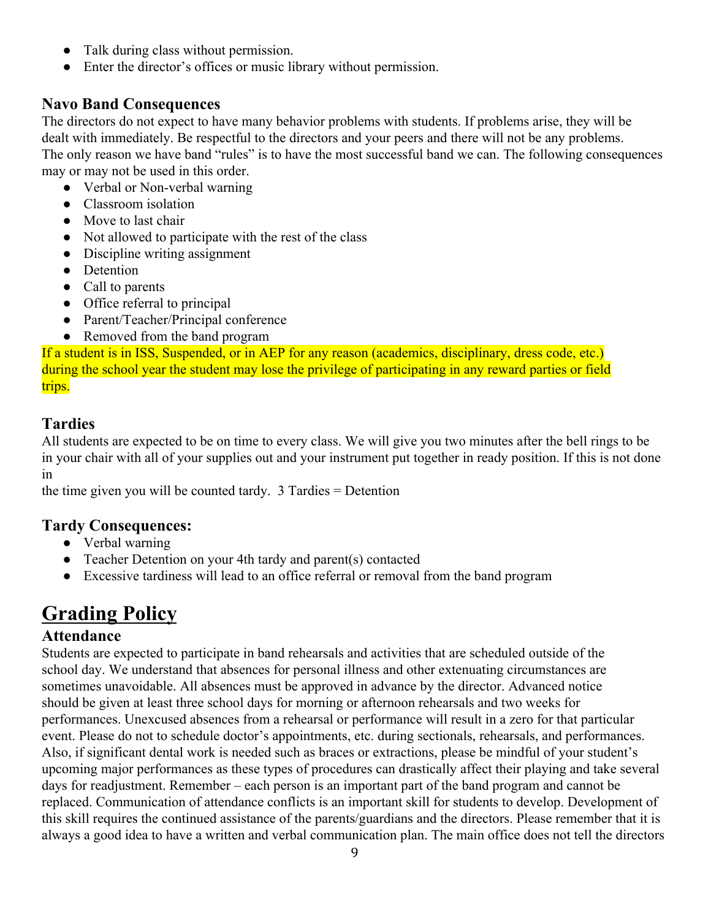- Talk during class without permission.
- Enter the director's offices or music library without permission.

### Navo Band Consequences

The directors do not expect to have many behavior problems with students. If problems arise, they will be dealt with immediately. Be respectful to the directors and your peers and there will not be any problems. The only reason we have band "rules" is to have the most successful band we can. The following consequences may or may not be used in this order.

- Verbal or Non-verbal warning
- Classroom isolation
- Move to last chair
- Not allowed to participate with the rest of the class
- Discipline writing assignment
- Detention
- Call to parents
- Office referral to principal
- Parent/Teacher/Principal conference
- Removed from the band program

If a student is in ISS, Suspended, or in AEP for any reason (academics, disciplinary, dress code, etc.) during the school year the student may lose the privilege of participating in any reward parties or field trips.

### Tardies

All students are expected to be on time to every class. We will give you two minutes after the bell rings to be in your chair with all of your supplies out and your instrument put together in ready position. If this is not done in the time given you will be counted tardy. 3 Tardies = Detention

### Tardy Consequences:

- Verbal warning
- Teacher Detention on your 4th tardy and parent(s) contacted
- Excessive tardiness will lead to an office referral or removal from the band program

## Grading Policy

### Attendance

Students are expected to participate in band rehearsals and activities that are scheduled outside of the school day. We understand that absences for personal illness and other extenuating circumstances are sometimes unavoidable. All absences must be approved in advance by the director. Advanced notice should be given at least three school days for morning or afternoon rehearsals and two weeks for performances. Unexcused absences from a rehearsal or performance will result in a zero for that particular event. Please do not to schedule doctor's appointments, etc. during sectionals, rehearsals, and performances. Also, if significant dental work is needed such as braces or extractions, please be mindful of your student's upcoming major performances as these types of procedures can drastically affect their playing and take several days for readjustment. Remember – each person is an important part of the band program and cannot be replaced. Communication of attendance conflicts is an important skill for students to develop. Development of this skill requires the continued assistance of the parents/guardians and the directors. Please remember that it is always a good idea to have a written and verbal communication plan. The main office does not tell the directors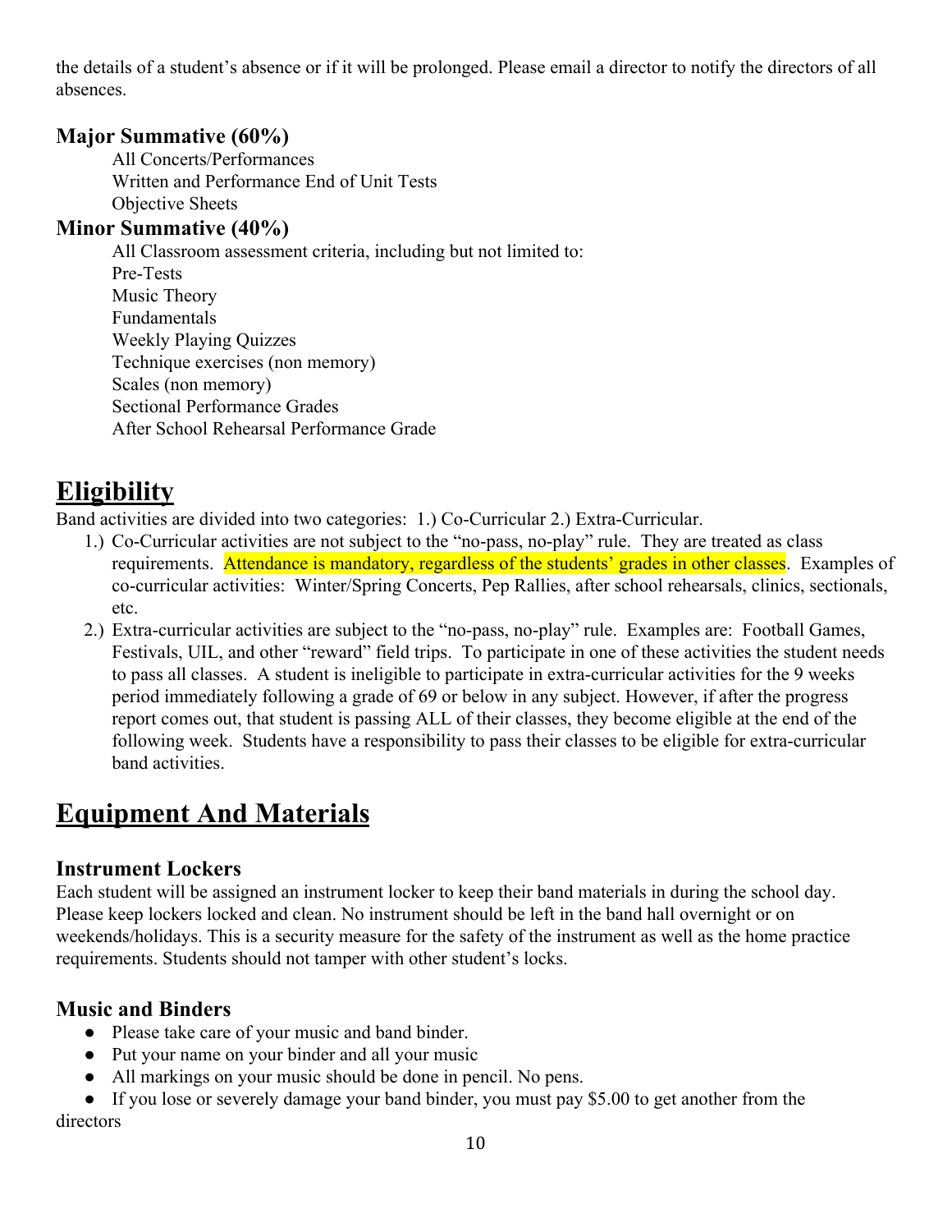the details of a student's absence or if it will be prolonged. Please email a director to notify the directors of all absences.

### Major Summative (60%)

All Concerts/Performances
Written and Performance End of Unit Tests
Objective Sheets

### Minor Summative (40%)

All Classroom assessment criteria, including but not limited to:
Pre-Tests
Music Theory
Fundamentals
Weekly Playing Quizzes
Technique exercises (non memory)
Scales (non memory)
Sectional Performance Grades
After School Rehearsal Performance Grade

## Eligibility

Band activities are divided into two categories: 1.) Co-Curricular 2.) Extra-Curricular.

1.) Co-Curricular activities are not subject to the "no-pass, no-play" rule. They are treated as class requirements. Attendance is mandatory, regardless of the students' grades in other classes. Examples of co-curricular activities: Winter/Spring Concerts, Pep Rallies, after school rehearsals, clinics, sectionals, etc.

2.) Extra-curricular activities are subject to the "no-pass, no-play" rule. Examples are: Football Games, Festivals, UIL, and other "reward" field trips. To participate in one of these activities the student needs to pass all classes. A student is ineligible to participate in extra-curricular activities for the 9 weeks period immediately following a grade of 69 or below in any subject. However, if after the progress report comes out, that student is passing ALL of their classes, they become eligible at the end of the following week. Students have a responsibility to pass their classes to be eligible for extra-curricular band activities.

## Equipment And Materials

### Instrument Lockers

Each student will be assigned an instrument locker to keep their band materials in during the school day. Please keep lockers locked and clean. No instrument should be left in the band hall overnight or on weekends/holidays. This is a security measure for the safety of the instrument as well as the home practice requirements. Students should not tamper with other student's locks.

### Music and Binders

- Please take care of your music and band binder.
- Put your name on your binder and all your music
- All markings on your music should be done in pencil. No pens.
- If you lose or severely damage your band binder, you must pay $5.00 to get another from the directors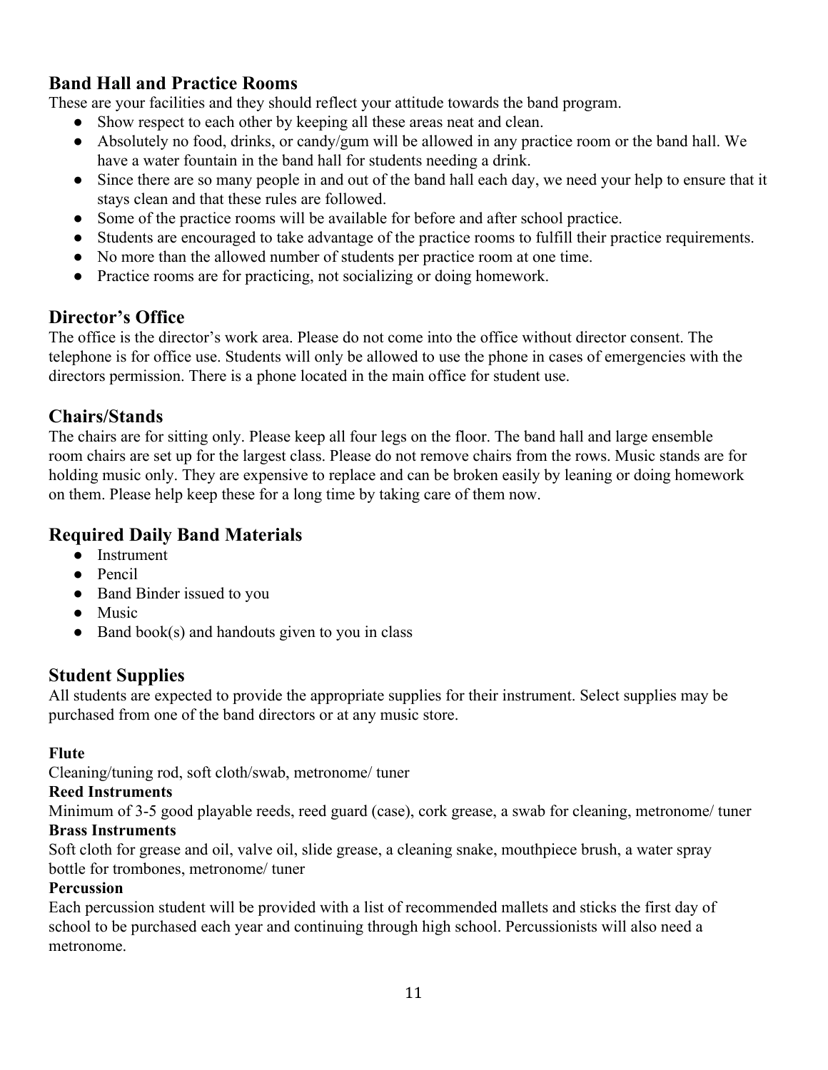## Band Hall and Practice Rooms

These are your facilities and they should reflect your attitude towards the band program.

- Show respect to each other by keeping all these areas neat and clean.
- Absolutely no food, drinks, or candy/gum will be allowed in any practice room or the band hall. We have a water fountain in the band hall for students needing a drink.
- Since there are so many people in and out of the band hall each day, we need your help to ensure that it stays clean and that these rules are followed.
- Some of the practice rooms will be available for before and after school practice.
- Students are encouraged to take advantage of the practice rooms to fulfill their practice requirements.
- No more than the allowed number of students per practice room at one time.
- Practice rooms are for practicing, not socializing or doing homework.

## Director's Office

The office is the director's work area. Please do not come into the office without director consent. The telephone is for office use. Students will only be allowed to use the phone in cases of emergencies with the directors permission. There is a phone located in the main office for student use.

## Chairs/Stands

The chairs are for sitting only. Please keep all four legs on the floor. The band hall and large ensemble room chairs are set up for the largest class. Please do not remove chairs from the rows. Music stands are for holding music only. They are expensive to replace and can be broken easily by leaning or doing homework on them. Please help keep these for a long time by taking care of them now.

## Required Daily Band Materials

- Instrument
- Pencil
- Band Binder issued to you
- Music
- Band book(s) and handouts given to you in class

## Student Supplies

All students are expected to provide the appropriate supplies for their instrument. Select supplies may be purchased from one of the band directors or at any music store.

**Flute**

Cleaning/tuning rod, soft cloth/swab, metronome/ tuner

**Reed Instruments**

Minimum of 3-5 good playable reeds, reed guard (case), cork grease, a swab for cleaning, metronome/ tuner

**Brass Instruments**

Soft cloth for grease and oil, valve oil, slide grease, a cleaning snake, mouthpiece brush, a water spray bottle for trombones, metronome/ tuner

**Percussion**

Each percussion student will be provided with a list of recommended mallets and sticks the first day of school to be purchased each year and continuing through high school. Percussionists will also need a metronome.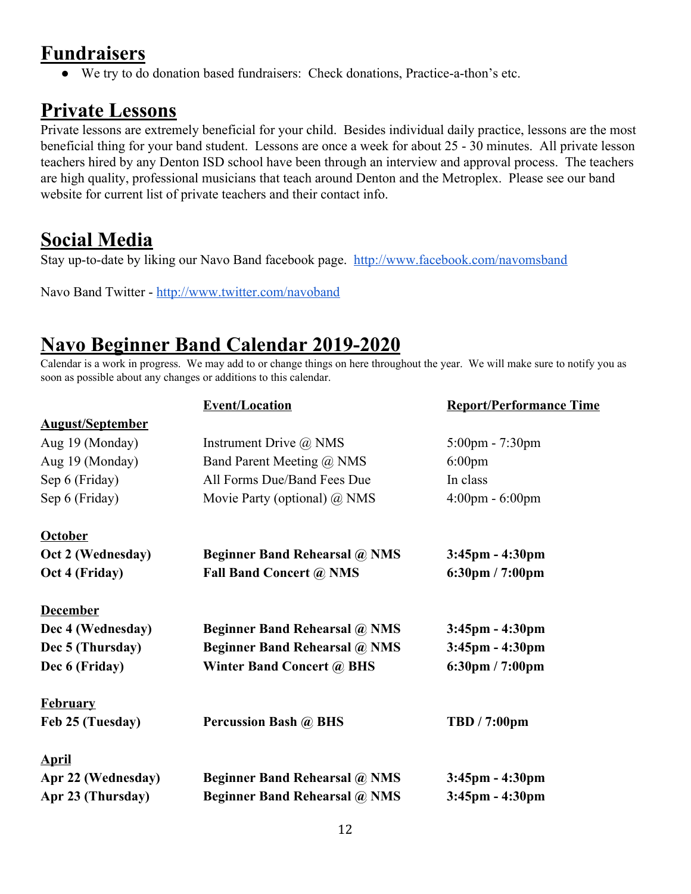## Fundraisers

- We try to do donation based fundraisers: Check donations, Practice-a-thon's etc.

## Private Lessons

Private lessons are extremely beneficial for your child. Besides individual daily practice, lessons are the most beneficial thing for your band student. Lessons are once a week for about 25 - 30 minutes. All private lesson teachers hired by any Denton ISD school have been through an interview and approval process. The teachers are high quality, professional musicians that teach around Denton and the Metroplex. Please see our band website for current list of private teachers and their contact info.

## Social Media

Stay up-to-date by liking our Navo Band facebook page. http://www.facebook.com/navomsband

Navo Band Twitter - http://www.twitter.com/navoband

## Navo Beginner Band Calendar 2019-2020

Calendar is a work in progress. We may add to or change things on here throughout the year. We will make sure to notify you as soon as possible about any changes or additions to this calendar.

| | Event/Location | Report/Performance Time |
|---|---|---|
| **August/September** | | |
| Aug 19 (Monday) | Instrument Drive @ NMS | 5:00pm - 7:30pm |
| Aug 19 (Monday) | Band Parent Meeting @ NMS | 6:00pm |
| Sep 6 (Friday) | All Forms Due/Band Fees Due | In class |
| Sep 6 (Friday) | Movie Party (optional) @ NMS | 4:00pm - 6:00pm |
| **October** | | |
| **Oct 2 (Wednesday)** | **Beginner Band Rehearsal @ NMS** | **3:45pm - 4:30pm** |
| **Oct 4 (Friday)** | **Fall Band Concert @ NMS** | **6:30pm / 7:00pm** |
| **December** | | |
| **Dec 4 (Wednesday)** | **Beginner Band Rehearsal @ NMS** | **3:45pm - 4:30pm** |
| **Dec 5 (Thursday)** | **Beginner Band Rehearsal @ NMS** | **3:45pm - 4:30pm** |
| **Dec 6 (Friday)** | **Winter Band Concert @ BHS** | **6:30pm / 7:00pm** |
| **February** | | |
| **Feb 25 (Tuesday)** | **Percussion Bash @ BHS** | **TBD / 7:00pm** |
| **April** | | |
| **Apr 22 (Wednesday)** | **Beginner Band Rehearsal @ NMS** | **3:45pm - 4:30pm** |
| **Apr 23 (Thursday)** | **Beginner Band Rehearsal @ NMS** | **3:45pm - 4:30pm** |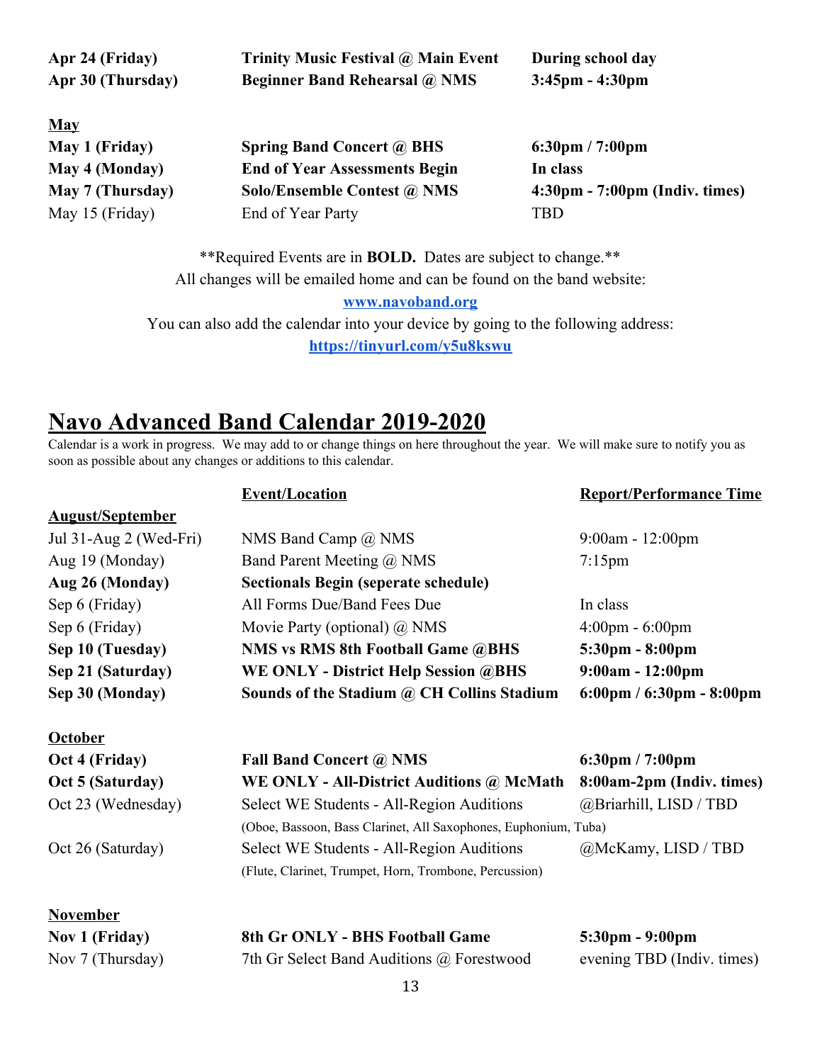| | | |
|---|---|---|
| **Apr 24 (Friday)** | **Trinity Music Festival @ Main Event** | **During school day** |
| **Apr 30 (Thursday)** | **Beginner Band Rehearsal @ NMS** | **3:45pm - 4:30pm** |
| | | |
| **May** | | |
| **May 1 (Friday)** | **Spring Band Concert @ BHS** | **6:30pm / 7:00pm** |
| **May 4 (Monday)** | **End of Year Assessments Begin** | **In class** |
| **May 7 (Thursday)** | **Solo/Ensemble Contest @ NMS** | **4:30pm - 7:00pm (Indiv. times)** |
| May 15 (Friday) | End of Year Party | TBD |

**Required Events are in **BOLD.** Dates are subject to change.**

All changes will be emailed home and can be found on the band website:

**www.navoband.org**

You can also add the calendar into your device by going to the following address:

**https://tinyurl.com/y5u8kswu**

# Navo Advanced Band Calendar 2019-2020

Calendar is a work in progress. We may add to or change things on here throughout the year. We will make sure to notify you as soon as possible about any changes or additions to this calendar.

| | Event/Location | Report/Performance Time |
|---|---|---|
| **August/September** | | |
| Jul 31-Aug 2 (Wed-Fri) | NMS Band Camp @ NMS | 9:00am - 12:00pm |
| Aug 19 (Monday) | Band Parent Meeting @ NMS | 7:15pm |
| **Aug 26 (Monday)** | **Sectionals Begin (seperate schedule)** | |
| Sep 6 (Friday) | All Forms Due/Band Fees Due | In class |
| Sep 6 (Friday) | Movie Party (optional) @ NMS | 4:00pm - 6:00pm |
| **Sep 10 (Tuesday)** | **NMS vs RMS 8th Football Game @BHS** | **5:30pm - 8:00pm** |
| **Sep 21 (Saturday)** | **WE ONLY - District Help Session @BHS** | **9:00am - 12:00pm** |
| **Sep 30 (Monday)** | **Sounds of the Stadium @ CH Collins Stadium** | **6:00pm / 6:30pm - 8:00pm** |
| | | |
| **October** | | |
| **Oct 4 (Friday)** | **Fall Band Concert @ NMS** | **6:30pm / 7:00pm** |
| **Oct 5 (Saturday)** | **WE ONLY - All-District Auditions @ McMath** | **8:00am-2pm (Indiv. times)** |
| Oct 23 (Wednesday) | Select WE Students - All-Region Auditions<br>(Oboe, Bassoon, Bass Clarinet, All Saxophones, Euphonium, Tuba) | @Briarhill, LISD / TBD |
| Oct 26 (Saturday) | Select WE Students - All-Region Auditions<br>(Flute, Clarinet, Trumpet, Horn, Trombone, Percussion) | @McKamy, LISD / TBD |
| | | |
| **November** | | |
| **Nov 1 (Friday)** | **8th Gr ONLY - BHS Football Game** | **5:30pm - 9:00pm** |
| Nov 7 (Thursday) | 7th Gr Select Band Auditions @ Forestwood | evening TBD (Indiv. times) |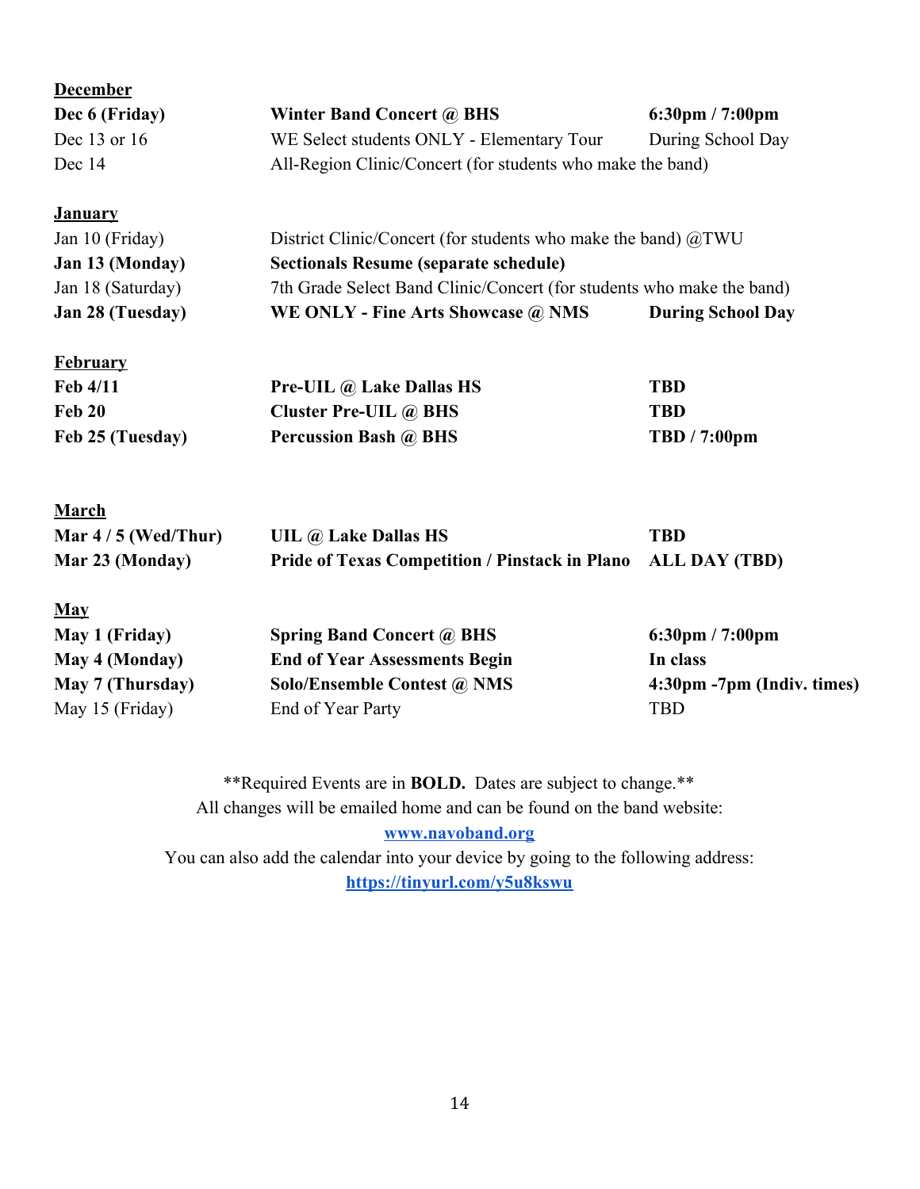**December**

| | | |
|---|---|---|
| **Dec 6 (Friday)** | **Winter Band Concert @ BHS** | **6:30pm / 7:00pm** |
| Dec 13 or 16 | WE Select students ONLY - Elementary Tour | During School Day |
| Dec 14 | All-Region Clinic/Concert (for students who make the band) | |

**January**

| | | |
|---|---|---|
| Jan 10 (Friday) | District Clinic/Concert (for students who make the band) @TWU | |
| **Jan 13 (Monday)** | **Sectionals Resume (separate schedule)** | |
| Jan 18 (Saturday) | 7th Grade Select Band Clinic/Concert (for students who make the band) | |
| **Jan 28 (Tuesday)** | **WE ONLY - Fine Arts Showcase @ NMS** | **During School Day** |

**February**

| | | |
|---|---|---|
| **Feb 4/11** | **Pre-UIL @ Lake Dallas HS** | **TBD** |
| **Feb 20** | **Cluster Pre-UIL @ BHS** | **TBD** |
| **Feb 25 (Tuesday)** | **Percussion Bash @ BHS** | **TBD / 7:00pm** |

**March**

| | | |
|---|---|---|
| **Mar 4 / 5 (Wed/Thur)** | **UIL @ Lake Dallas HS** | **TBD** |
| **Mar 23 (Monday)** | **Pride of Texas Competition / Pinstack in Plano** | **ALL DAY (TBD)** |

**May**

| | | |
|---|---|---|
| **May 1 (Friday)** | **Spring Band Concert @ BHS** | **6:30pm / 7:00pm** |
| **May 4 (Monday)** | **End of Year Assessments Begin** | **In class** |
| **May 7 (Thursday)** | **Solo/Ensemble Contest @ NMS** | **4:30pm -7pm (Indiv. times)** |
| May 15 (Friday) | End of Year Party | TBD |

**Required Events are in **BOLD.** Dates are subject to change.**

All changes will be emailed home and can be found on the band website:

**www.navoband.org**

You can also add the calendar into your device by going to the following address:

**https://tinyurl.com/y5u8kswu**